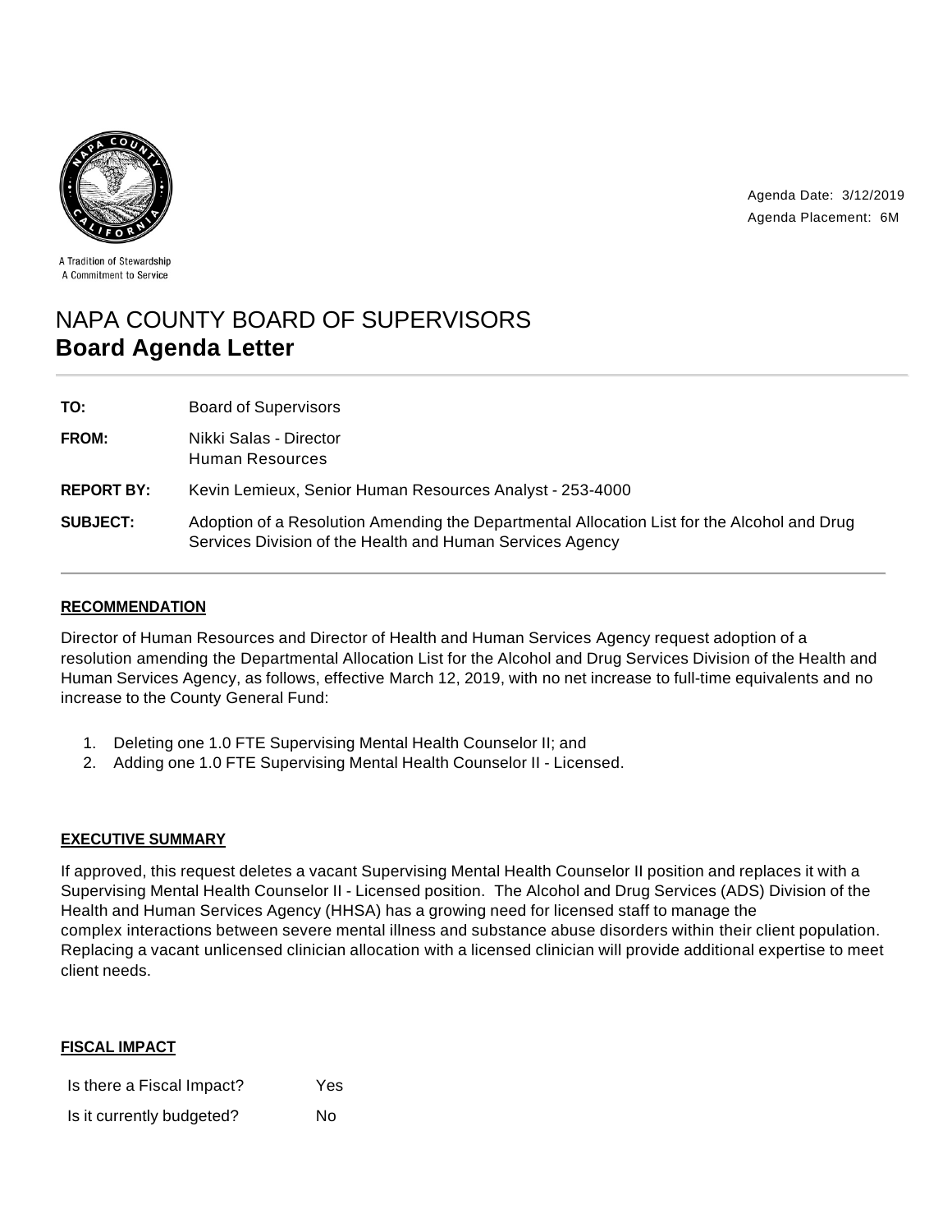A Tradition of Stewardship
A Commitment to Service

Agenda Date: 3/12/2019
Agenda Placement: 6M

# NAPA COUNTY BOARD OF SUPERVISORS
## Board Agenda Letter

| | |
|---|---|
| **TO:** | Board of Supervisors |
| **FROM:** | Nikki Salas - Director<br>Human Resources |
| **REPORT BY:** | Kevin Lemieux, Senior Human Resources Analyst - 253-4000 |
| **SUBJECT:** | Adoption of a Resolution Amending the Departmental Allocation List for the Alcohol and Drug Services Division of the Health and Human Services Agency |

### RECOMMENDATION

Director of Human Resources and Director of Health and Human Services Agency request adoption of a resolution amending the Departmental Allocation List for the Alcohol and Drug Services Division of the Health and Human Services Agency, as follows, effective March 12, 2019, with no net increase to full-time equivalents and no increase to the County General Fund:

1. Deleting one 1.0 FTE Supervising Mental Health Counselor II; and
2. Adding one 1.0 FTE Supervising Mental Health Counselor II - Licensed.

### EXECUTIVE SUMMARY

If approved, this request deletes a vacant Supervising Mental Health Counselor II position and replaces it with a Supervising Mental Health Counselor II - Licensed position. The Alcohol and Drug Services (ADS) Division of the Health and Human Services Agency (HHSA) has a growing need for licensed staff to manage the complex interactions between severe mental illness and substance abuse disorders within their client population. Replacing a vacant unlicensed clinician allocation with a licensed clinician will provide additional expertise to meet client needs.

### FISCAL IMPACT

| | |
|---|---|
| Is there a Fiscal Impact? | Yes |
| Is it currently budgeted? | No |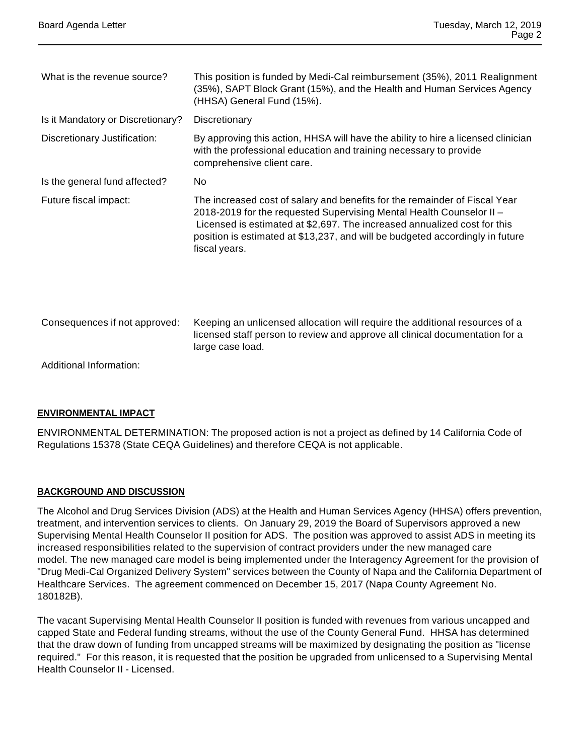| | |
|---|---|
| What is the revenue source? | This position is funded by Medi-Cal reimbursement (35%), 2011 Realignment (35%), SAPT Block Grant (15%), and the Health and Human Services Agency (HHSA) General Fund (15%). |
| Is it Mandatory or Discretionary? | Discretionary |
| Discretionary Justification: | By approving this action, HHSA will have the ability to hire a licensed clinician with the professional education and training necessary to provide comprehensive client care. |
| Is the general fund affected? | No |
| Future fiscal impact: | The increased cost of salary and benefits for the remainder of Fiscal Year 2018-2019 for the requested Supervising Mental Health Counselor II – Licensed is estimated at $2,697. The increased annualized cost for this position is estimated at $13,237, and will be budgeted accordingly in future fiscal years. |
| Consequences if not approved: | Keeping an unlicensed allocation will require the additional resources of a licensed staff person to review and approve all clinical documentation for a large case load. |
| Additional Information: | |

## ENVIRONMENTAL IMPACT

ENVIRONMENTAL DETERMINATION: The proposed action is not a project as defined by 14 California Code of Regulations 15378 (State CEQA Guidelines) and therefore CEQA is not applicable.

## BACKGROUND AND DISCUSSION

The Alcohol and Drug Services Division (ADS) at the Health and Human Services Agency (HHSA) offers prevention, treatment, and intervention services to clients. On January 29, 2019 the Board of Supervisors approved a new Supervising Mental Health Counselor II position for ADS. The position was approved to assist ADS in meeting its increased responsibilities related to the supervision of contract providers under the new managed care model. The new managed care model is being implemented under the Interagency Agreement for the provision of "Drug Medi-Cal Organized Delivery System" services between the County of Napa and the California Department of Healthcare Services. The agreement commenced on December 15, 2017 (Napa County Agreement No. 180182B).

The vacant Supervising Mental Health Counselor II position is funded with revenues from various uncapped and capped State and Federal funding streams, without the use of the County General Fund. HHSA has determined that the draw down of funding from uncapped streams will be maximized by designating the position as "license required." For this reason, it is requested that the position be upgraded from unlicensed to a Supervising Mental Health Counselor II - Licensed.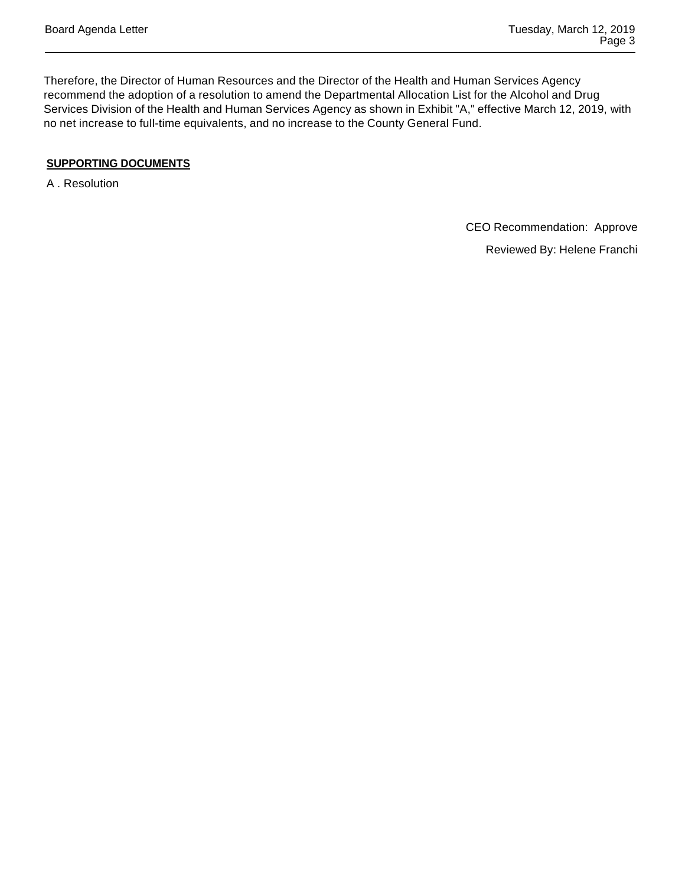Therefore, the Director of Human Resources and the Director of the Health and Human Services Agency recommend the adoption of a resolution to amend the Departmental Allocation List for the Alcohol and Drug Services Division of the Health and Human Services Agency as shown in Exhibit "A," effective March 12, 2019, with no net increase to full-time equivalents, and no increase to the County General Fund.

**SUPPORTING DOCUMENTS**

A . Resolution

CEO Recommendation: Approve

Reviewed By: Helene Franchi